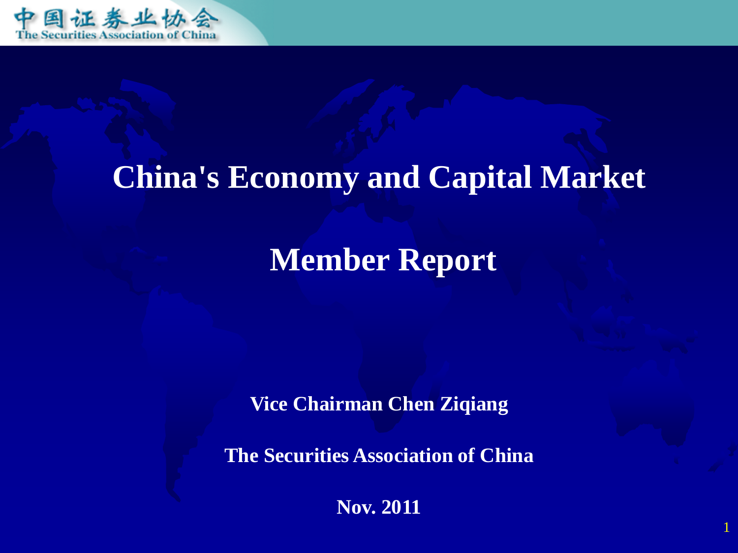# China's Economy and Capital Market

# Member Report

**Vice Chairman Chen Ziqiang**

**The Securities Association of China**

**Nov. 2011**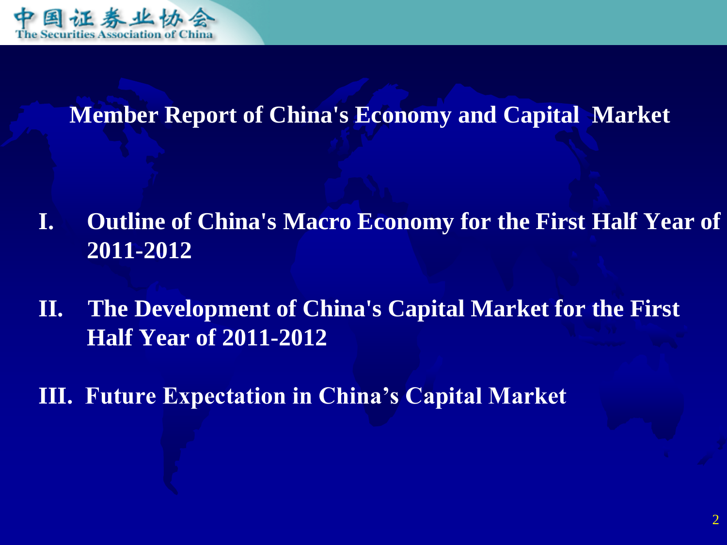# Member Report of China's Economy and Capital Market

I. Outline of China's Macro Economy for the First Half Year of 2011-2012

II. The Development of China's Capital Market for the First Half Year of 2011-2012

III. Future Expectation in China's Capital Market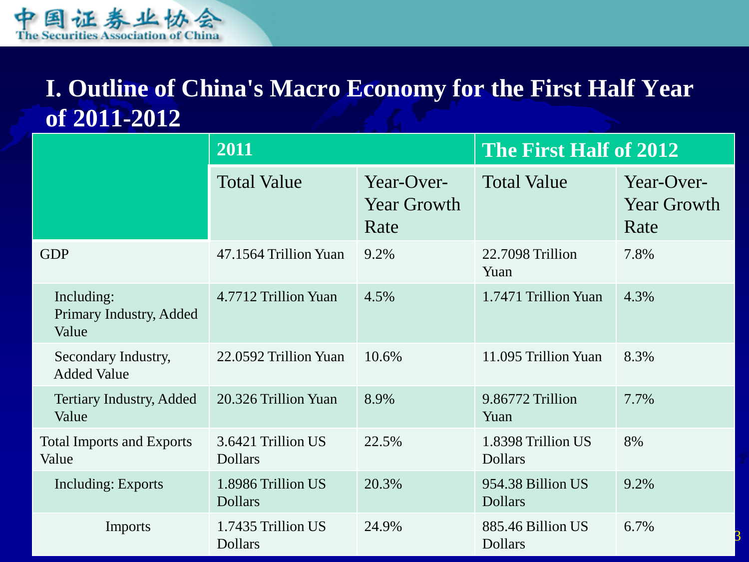# I. Outline of China's Macro Economy for the First Half Year of 2011-2012

| | 2011 | | The First Half of 2012 | |
|---|---|---|---|---|
| | Total Value | Year-Over-Year Growth Rate | Total Value | Year-Over-Year Growth Rate |
| GDP | 47.1564 Trillion Yuan | 9.2% | 22.7098 Trillion Yuan | 7.8% |
| Including: Primary Industry, Added Value | 4.7712 Trillion Yuan | 4.5% | 1.7471 Trillion Yuan | 4.3% |
| Secondary Industry, Added Value | 22.0592 Trillion Yuan | 10.6% | 11.095 Trillion Yuan | 8.3% |
| Tertiary Industry, Added Value | 20.326 Trillion Yuan | 8.9% | 9.86772 Trillion Yuan | 7.7% |
| Total Imports and Exports Value | 3.6421 Trillion US Dollars | 22.5% | 1.8398 Trillion US Dollars | 8% |
| Including: Exports | 1.8986 Trillion US Dollars | 20.3% | 954.38 Billion US Dollars | 9.2% |
| Imports | 1.7435 Trillion US Dollars | 24.9% | 885.46 Billion US Dollars | 6.7% |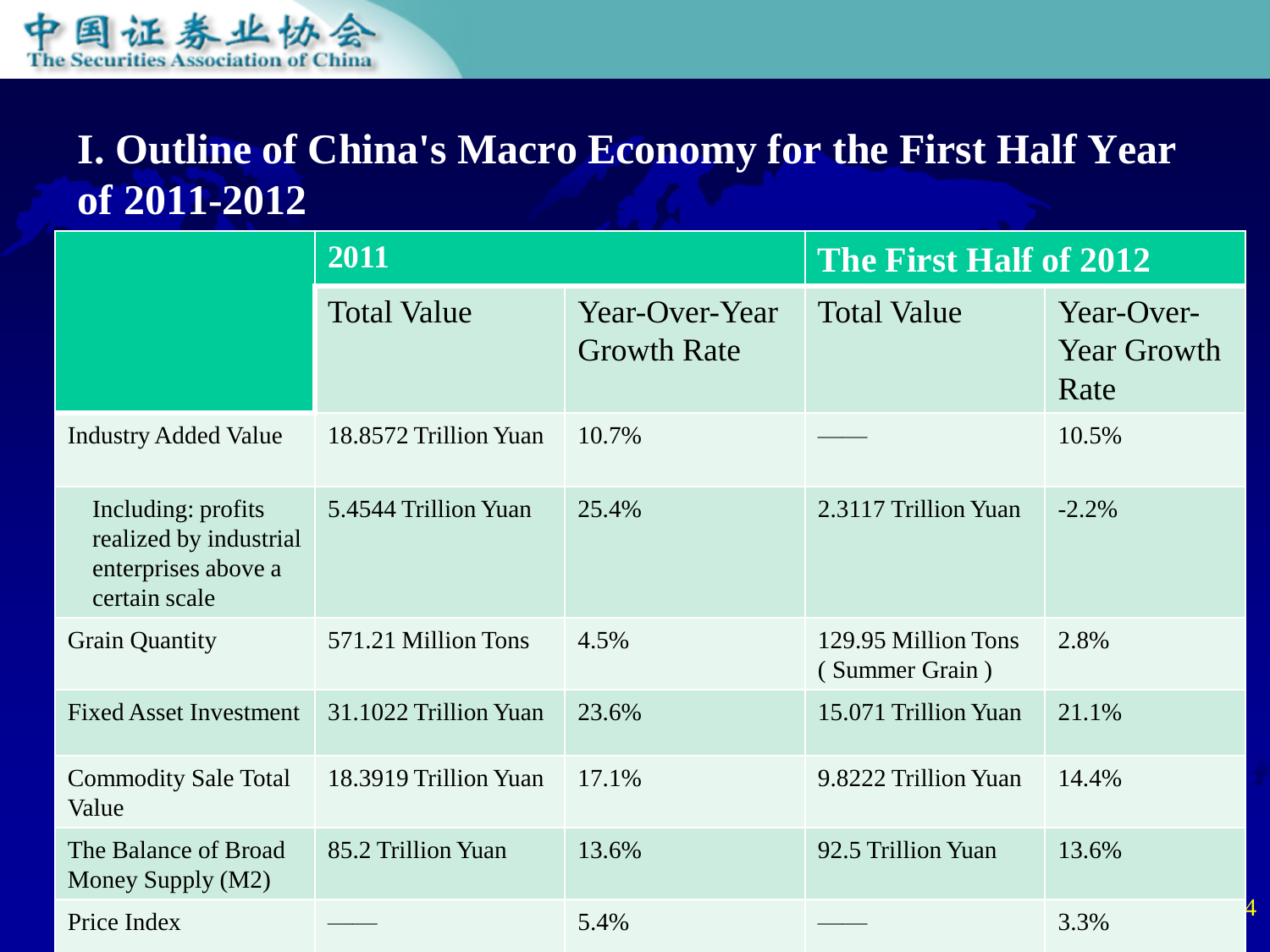# I. Outline of China's Macro Economy for the First Half Year of 2011-2012

| | 2011 | | The First Half of 2012 | |
|---|---|---|---|---|
| | Total Value | Year-Over-Year Growth Rate | Total Value | Year-Over-Year Growth Rate |
| Industry Added Value | 18.8572 Trillion Yuan | 10.7% | —— | 10.5% |
| Including: profits realized by industrial enterprises above a certain scale | 5.4544 Trillion Yuan | 25.4% | 2.3117 Trillion Yuan | -2.2% |
| Grain Quantity | 571.21 Million Tons | 4.5% | 129.95 Million Tons ( Summer Grain ) | 2.8% |
| Fixed Asset Investment | 31.1022 Trillion Yuan | 23.6% | 15.071 Trillion Yuan | 21.1% |
| Commodity Sale Total Value | 18.3919 Trillion Yuan | 17.1% | 9.8222 Trillion Yuan | 14.4% |
| The Balance of Broad Money Supply (M2) | 85.2 Trillion Yuan | 13.6% | 92.5 Trillion Yuan | 13.6% |
| Price Index | —— | 5.4% | —— | 3.3% |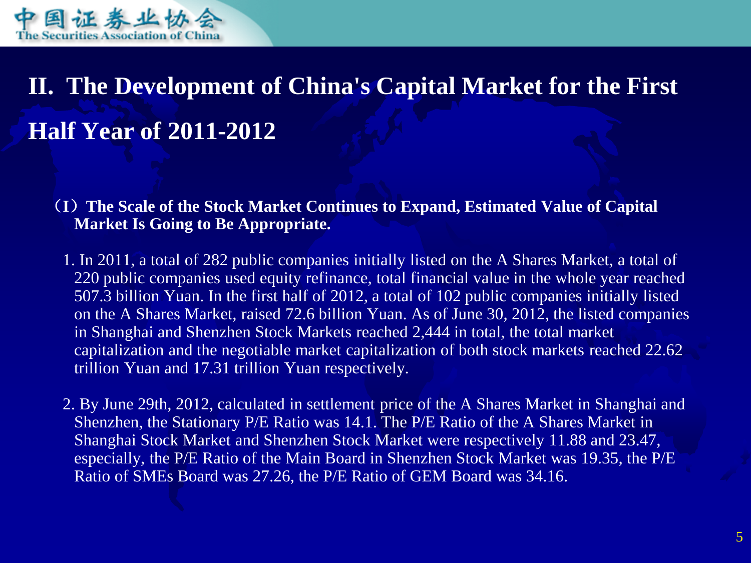## II. The Development of China's Capital Market for the First Half Year of 2011-2012

**（I）The Scale of the Stock Market Continues to Expand, Estimated Value of Capital Market Is Going to Be Appropriate.**

1. In 2011, a total of 282 public companies initially listed on the A Shares Market, a total of 220 public companies used equity refinance, total financial value in the whole year reached 507.3 billion Yuan. In the first half of 2012, a total of 102 public companies initially listed on the A Shares Market, raised 72.6 billion Yuan. As of June 30, 2012, the listed companies in Shanghai and Shenzhen Stock Markets reached 2,444 in total, the total market capitalization and the negotiable market capitalization of both stock markets reached 22.62 trillion Yuan and 17.31 trillion Yuan respectively.

2. By June 29th, 2012, calculated in settlement price of the A Shares Market in Shanghai and Shenzhen, the Stationary P/E Ratio was 14.1. The P/E Ratio of the A Shares Market in Shanghai Stock Market and Shenzhen Stock Market were respectively 11.88 and 23.47, especially, the P/E Ratio of the Main Board in Shenzhen Stock Market was 19.35, the P/E Ratio of SMEs Board was 27.26, the P/E Ratio of GEM Board was 34.16.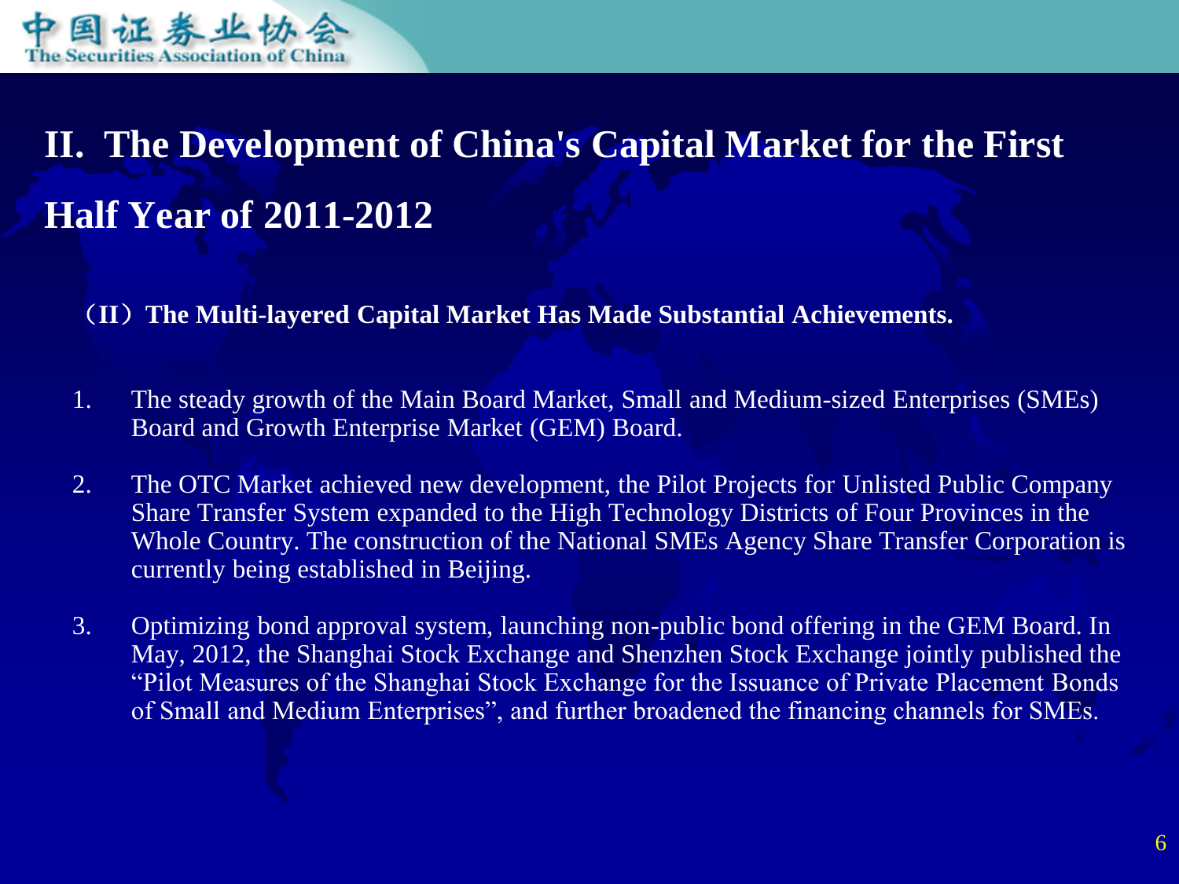## II. The Development of China's Capital Market for the First Half Year of 2011-2012

**（II）The Multi-layered Capital Market Has Made Substantial Achievements.**

1. The steady growth of the Main Board Market, Small and Medium-sized Enterprises (SMEs) Board and Growth Enterprise Market (GEM) Board.
2. The OTC Market achieved new development, the Pilot Projects for Unlisted Public Company Share Transfer System expanded to the High Technology Districts of Four Provinces in the Whole Country. The construction of the National SMEs Agency Share Transfer Corporation is currently being established in Beijing.
3. Optimizing bond approval system, launching non-public bond offering in the GEM Board. In May, 2012, the Shanghai Stock Exchange and Shenzhen Stock Exchange jointly published the "Pilot Measures of the Shanghai Stock Exchange for the Issuance of Private Placement Bonds of Small and Medium Enterprises", and further broadened the financing channels for SMEs.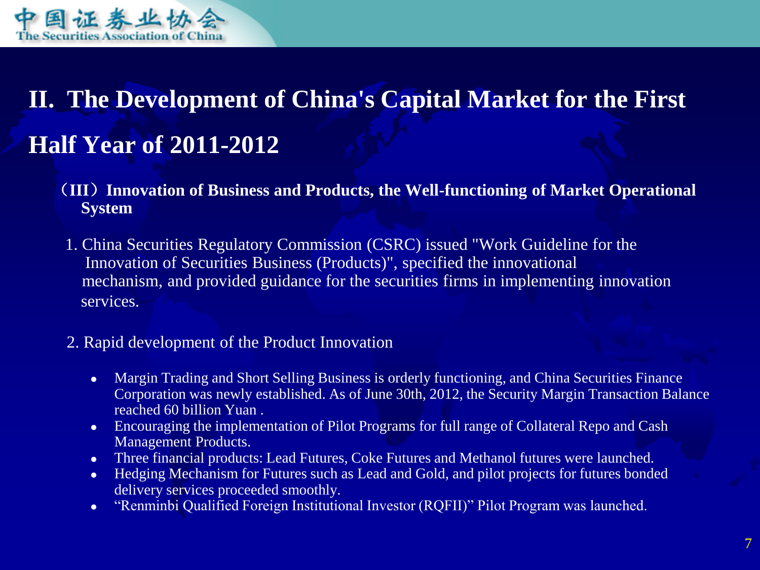## II. The Development of China's Capital Market for the First Half Year of 2011-2012

### （III）Innovation of Business and Products, the Well-functioning of Market Operational System

1. China Securities Regulatory Commission (CSRC) issued "Work Guideline for the Innovation of Securities Business (Products)", specified the innovational mechanism, and provided guidance for the securities firms in implementing innovation services.

2. Rapid development of the Product Innovation

- Margin Trading and Short Selling Business is orderly functioning, and China Securities Finance Corporation was newly established. As of June 30th, 2012, the Security Margin Transaction Balance reached 60 billion Yuan .
- Encouraging the implementation of Pilot Programs for full range of Collateral Repo and Cash Management Products.
- Three financial products: Lead Futures, Coke Futures and Methanol futures were launched.
- Hedging Mechanism for Futures such as Lead and Gold, and pilot projects for futures bonded delivery services proceeded smoothly.
- “Renminbi Qualified Foreign Institutional Investor (RQFII)” Pilot Program was launched.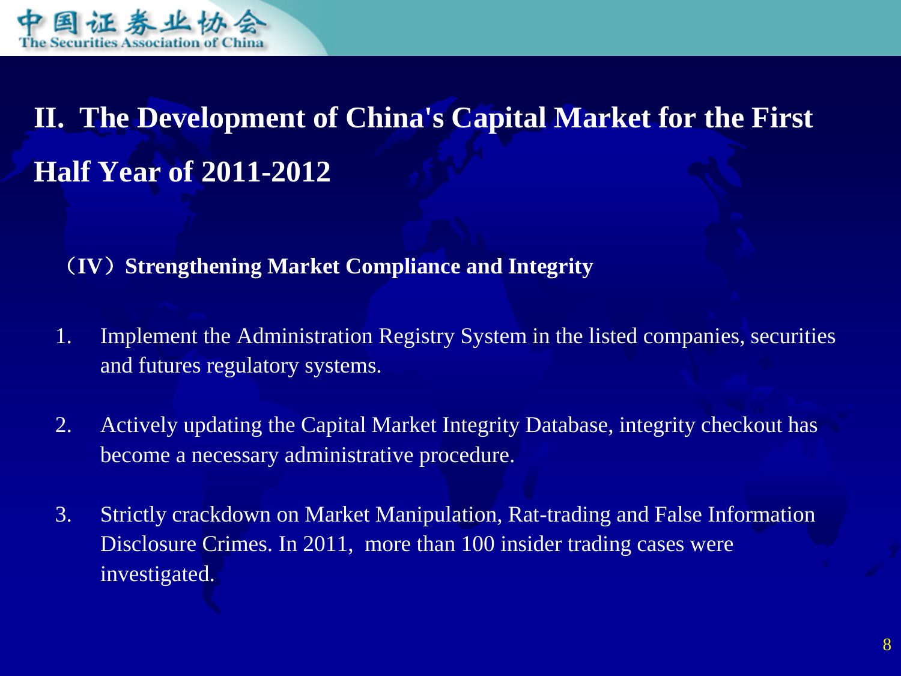# II. The Development of China's Capital Market for the First Half Year of 2011-2012

## （IV）Strengthening Market Compliance and Integrity

1. Implement the Administration Registry System in the listed companies, securities and futures regulatory systems.

2. Actively updating the Capital Market Integrity Database, integrity checkout has become a necessary administrative procedure.

3. Strictly crackdown on Market Manipulation, Rat-trading and False Information Disclosure Crimes. In 2011, more than 100 insider trading cases were investigated.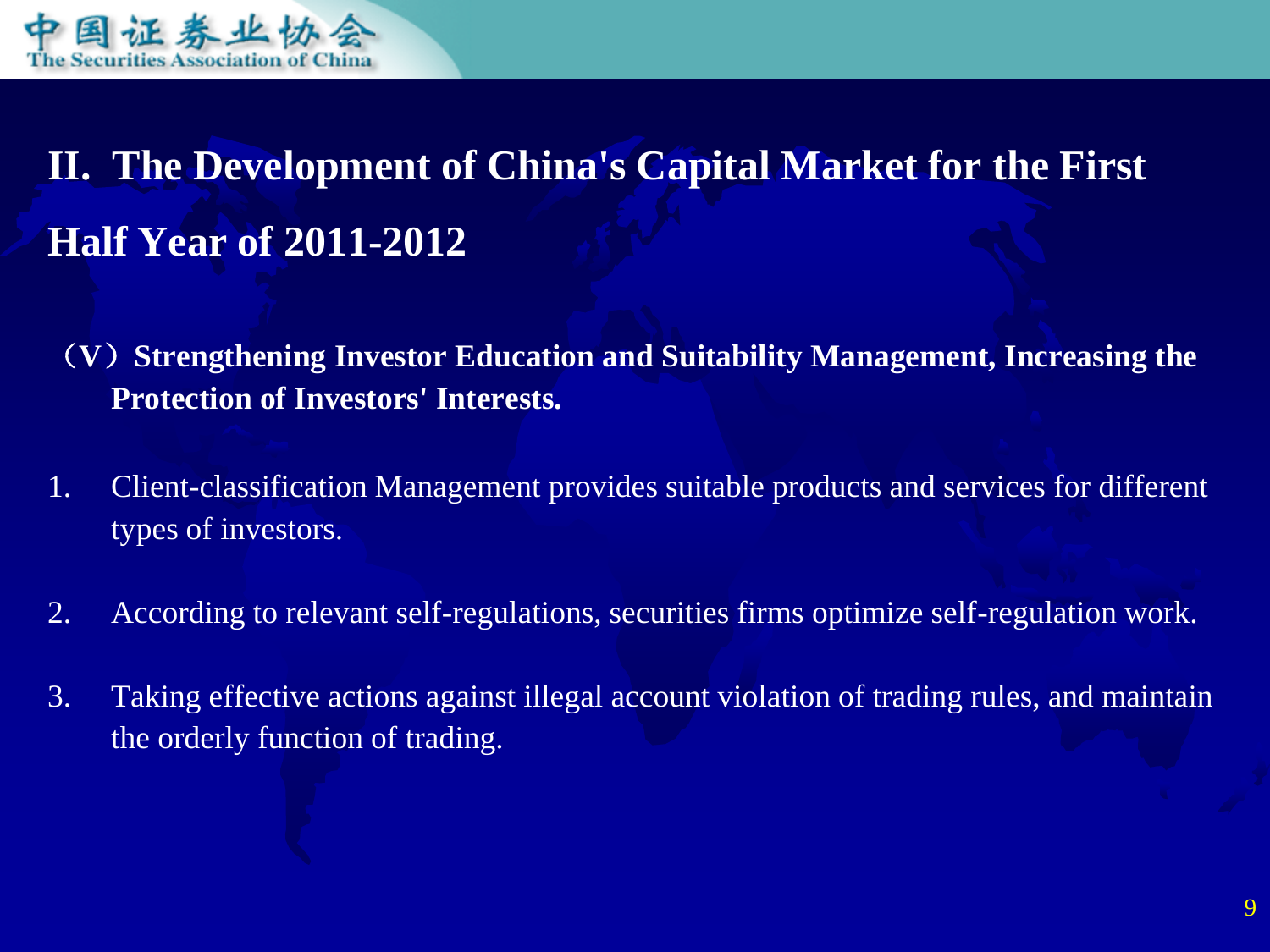## II. The Development of China's Capital Market for the First Half Year of 2011-2012

**（V）Strengthening Investor Education and Suitability Management, Increasing the Protection of Investors' Interests.**

1. Client-classification Management provides suitable products and services for different types of investors.
2. According to relevant self-regulations, securities firms optimize self-regulation work.
3. Taking effective actions against illegal account violation of trading rules, and maintain the orderly function of trading.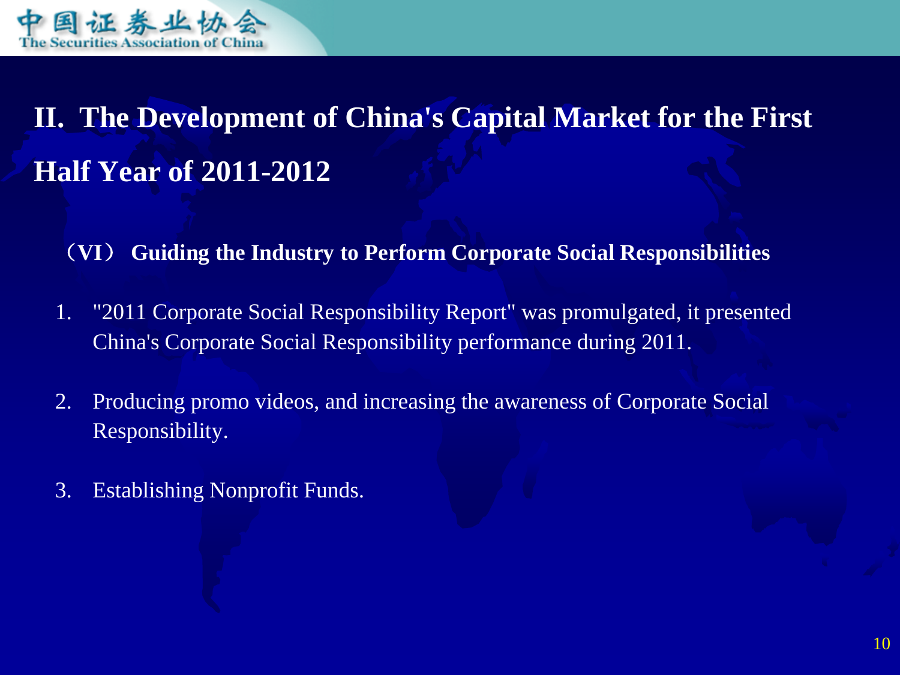# II. The Development of China's Capital Market for the First Half Year of 2011-2012

## （VI） Guiding the Industry to Perform Corporate Social Responsibilities

1. "2011 Corporate Social Responsibility Report" was promulgated, it presented China's Corporate Social Responsibility performance during 2011.
2. Producing promo videos, and increasing the awareness of Corporate Social Responsibility.
3. Establishing Nonprofit Funds.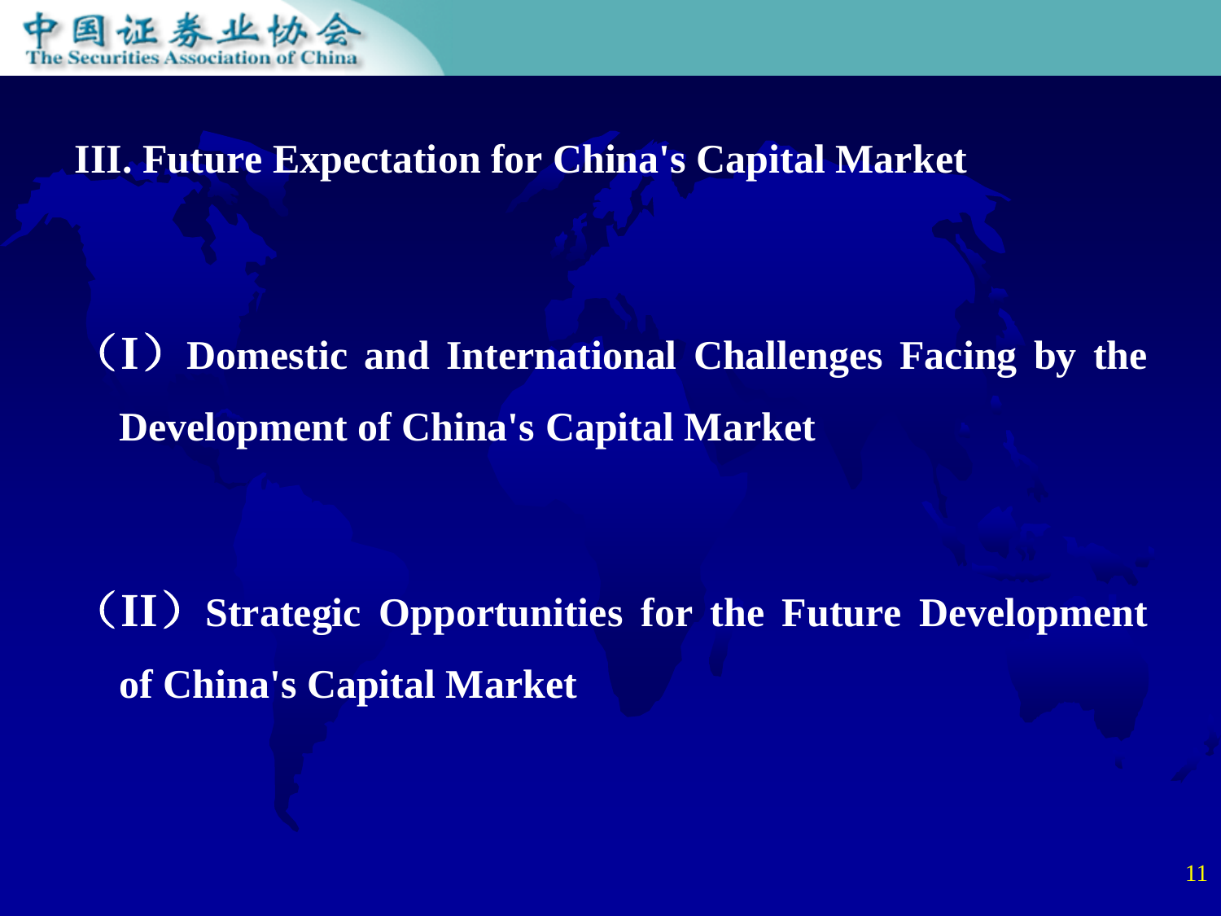## III. Future Expectation for China's Capital Market

### （I）Domestic and International Challenges Facing by the Development of China's Capital Market

### （II）Strategic Opportunities for the Future Development of China's Capital Market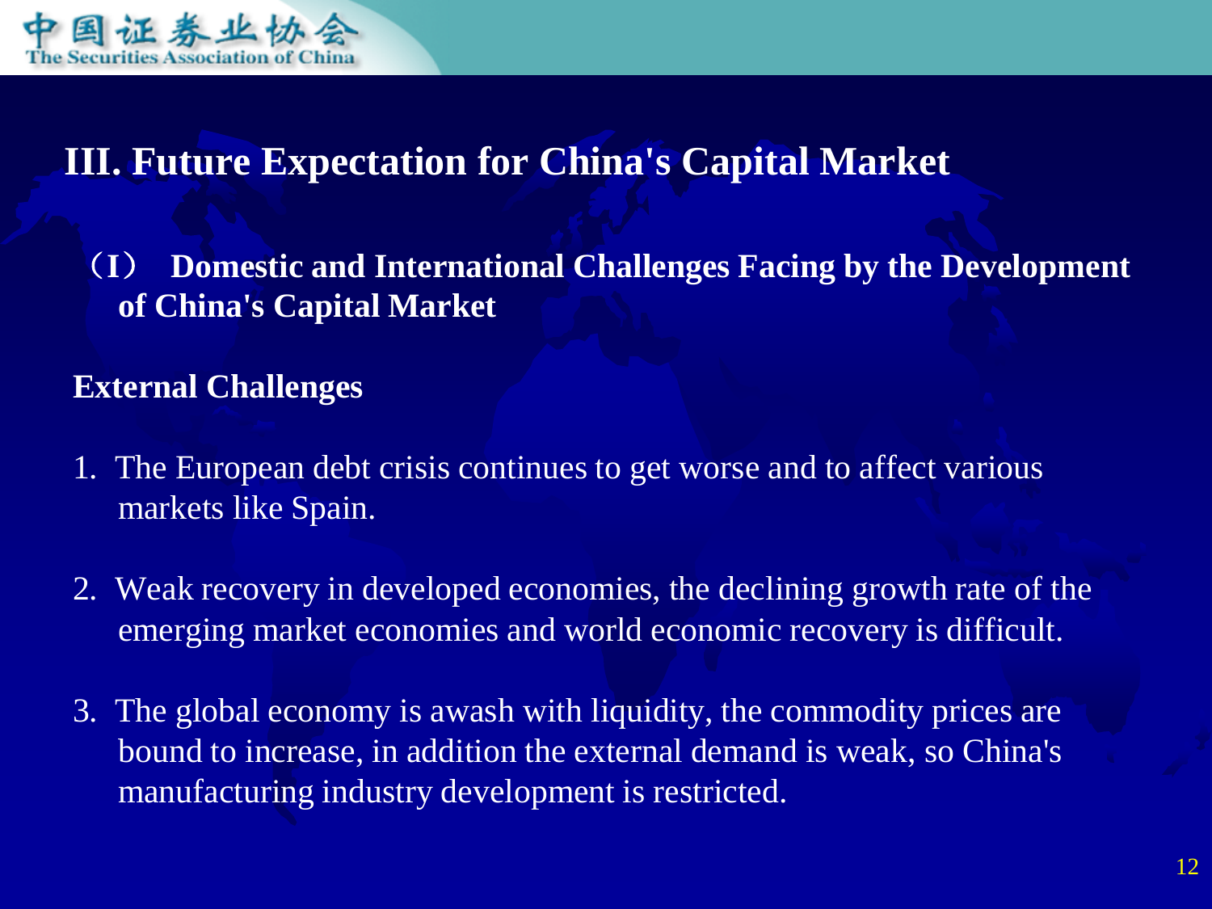# III. Future Expectation for China's Capital Market

## （I） Domestic and International Challenges Facing by the Development of China's Capital Market

### External Challenges

1. The European debt crisis continues to get worse and to affect various markets like Spain.

2. Weak recovery in developed economies, the declining growth rate of the emerging market economies and world economic recovery is difficult.

3. The global economy is awash with liquidity, the commodity prices are bound to increase, in addition the external demand is weak, so China's manufacturing industry development is restricted.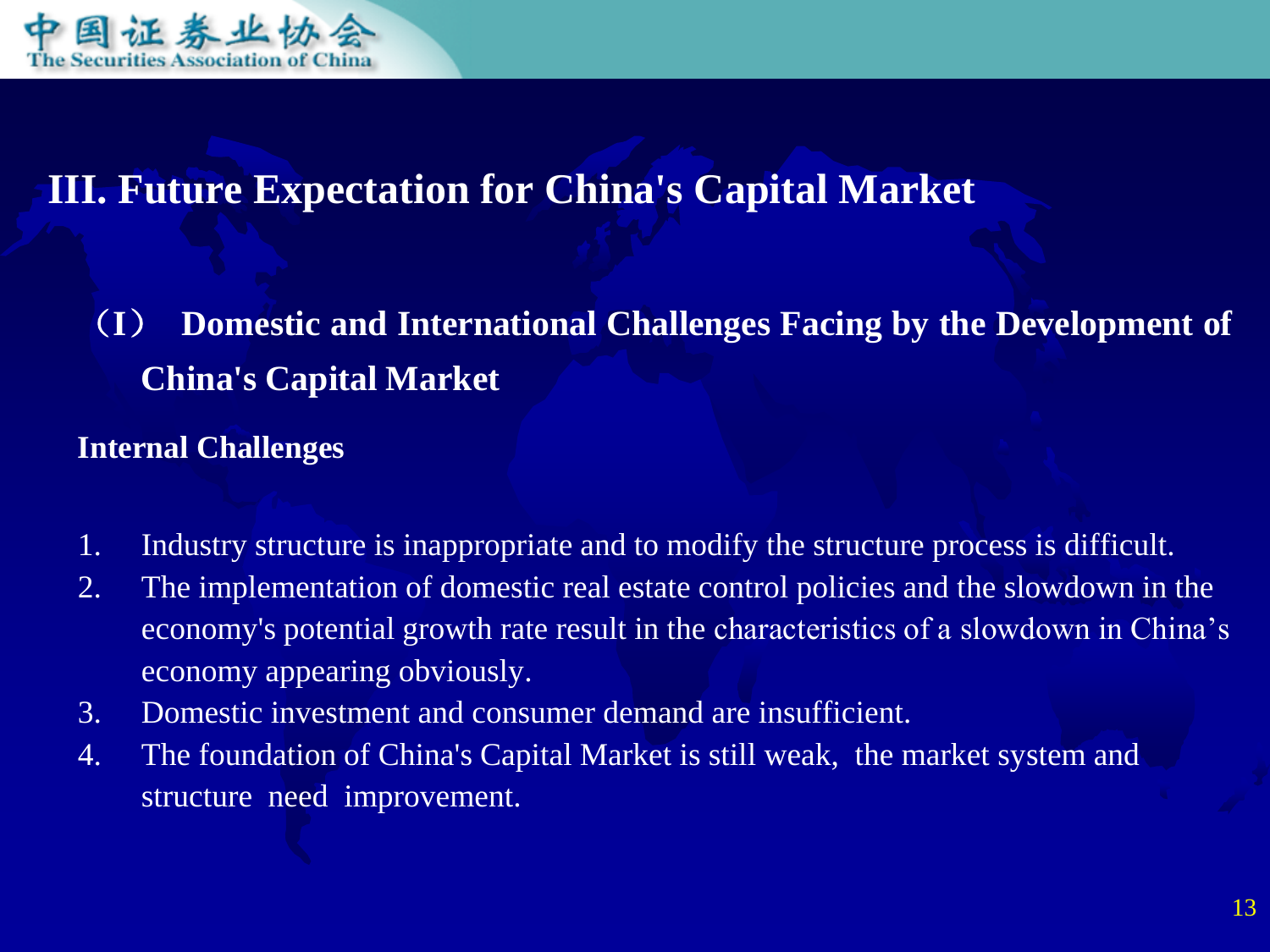# III. Future Expectation for China's Capital Market

## （I） Domestic and International Challenges Facing by the Development of China's Capital Market

**Internal Challenges**

1. Industry structure is inappropriate and to modify the structure process is difficult.
2. The implementation of domestic real estate control policies and the slowdown in the economy's potential growth rate result in the characteristics of a slowdown in China's economy appearing obviously.
3. Domestic investment and consumer demand are insufficient.
4. The foundation of China's Capital Market is still weak, the market system and structure need improvement.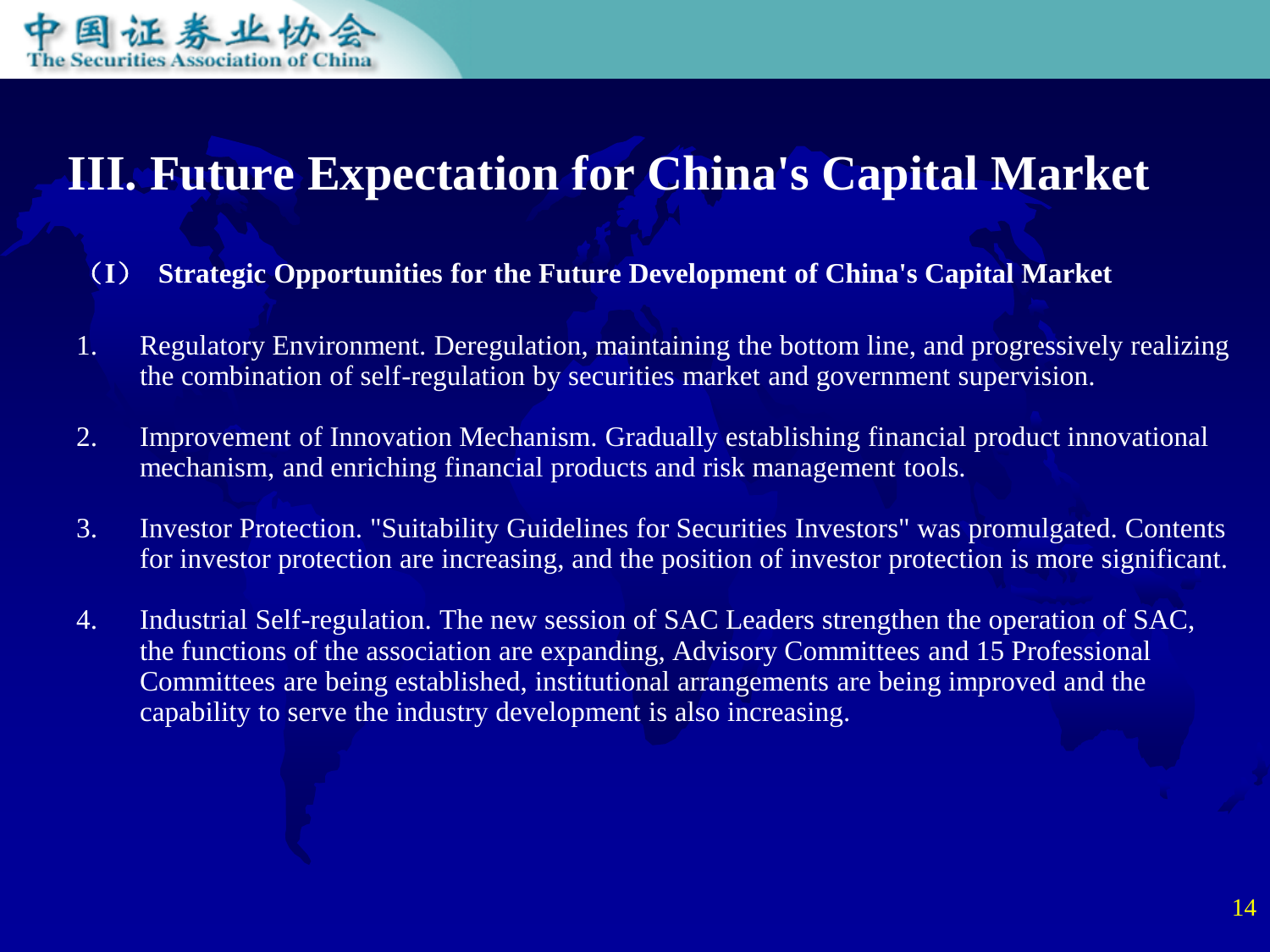# III. Future Expectation for China's Capital Market

**（I） Strategic Opportunities for the Future Development of China's Capital Market**

1. Regulatory Environment. Deregulation, maintaining the bottom line, and progressively realizing the combination of self-regulation by securities market and government supervision.
2. Improvement of Innovation Mechanism. Gradually establishing financial product innovational mechanism, and enriching financial products and risk management tools.
3. Investor Protection. "Suitability Guidelines for Securities Investors" was promulgated. Contents for investor protection are increasing, and the position of investor protection is more significant.
4. Industrial Self-regulation. The new session of SAC Leaders strengthen the operation of SAC, the functions of the association are expanding, Advisory Committees and 15 Professional Committees are being established, institutional arrangements are being improved and the capability to serve the industry development is also increasing.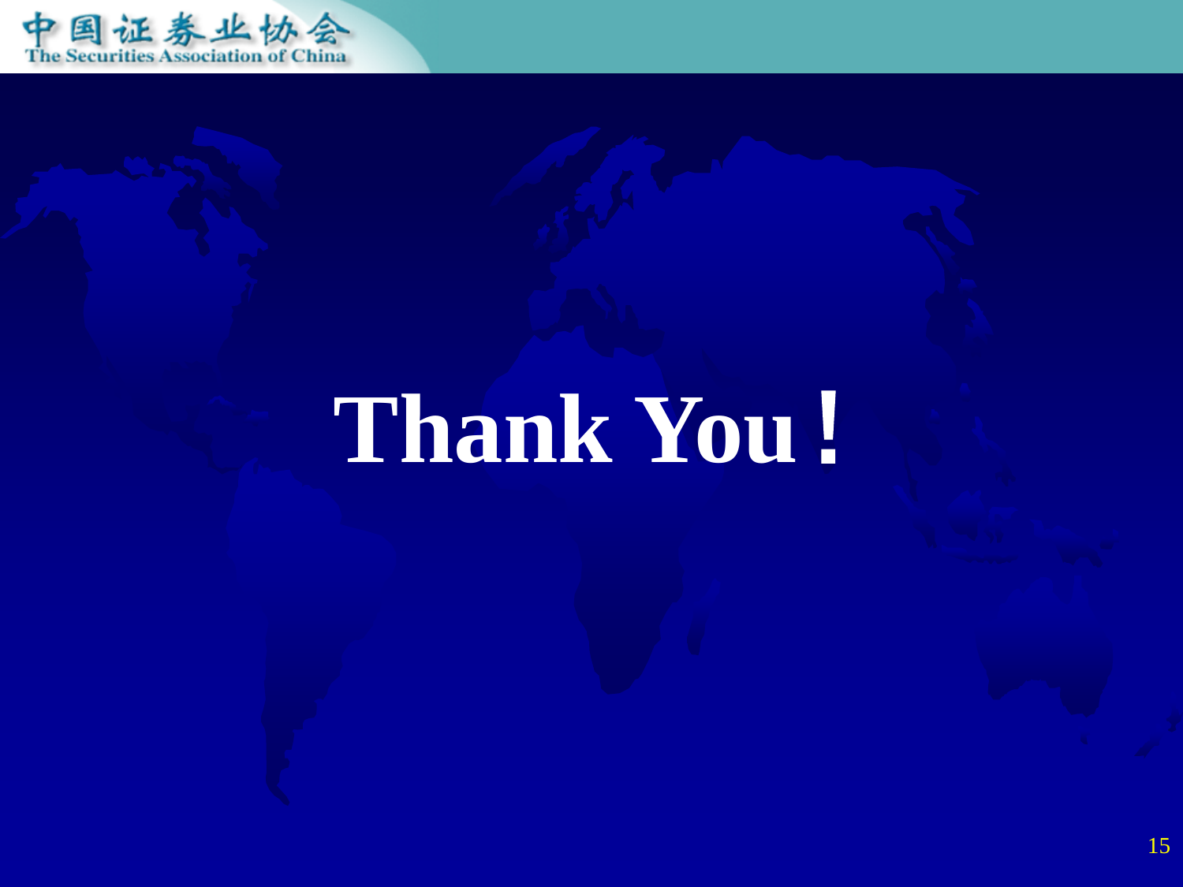# Thank You！